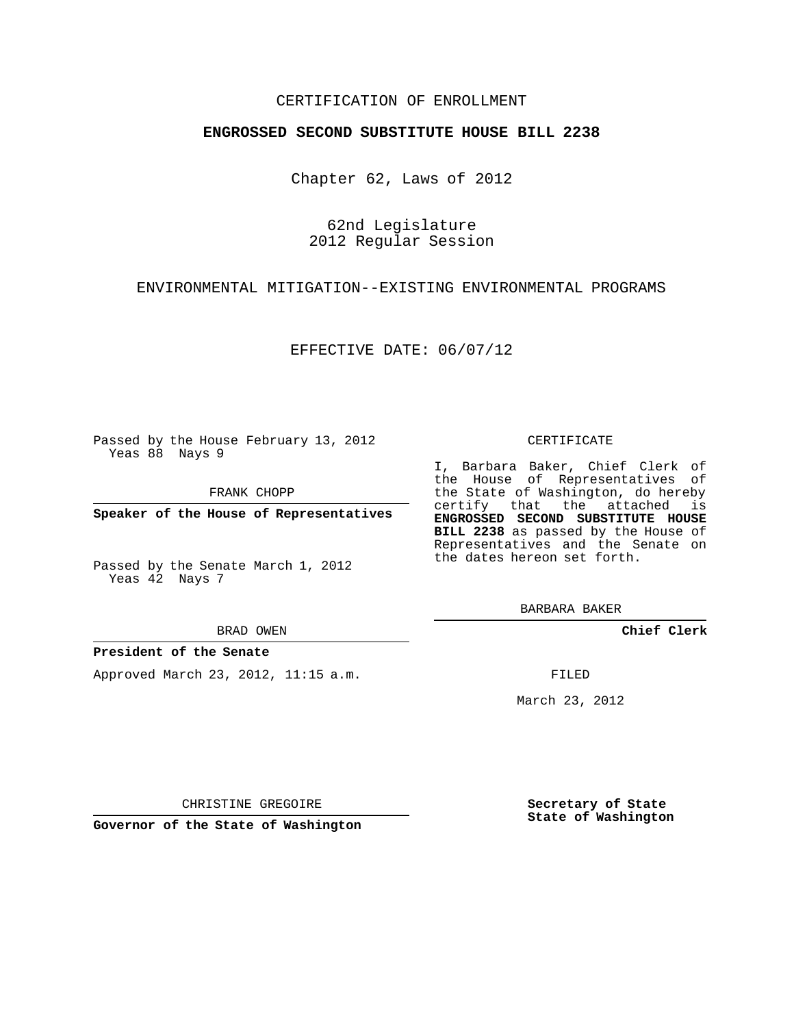CERTIFICATION OF ENROLLMENT

**ENGROSSED SECOND SUBSTITUTE HOUSE BILL 2238**

Chapter 62, Laws of 2012

62nd Legislature
2012 Regular Session

ENVIRONMENTAL MITIGATION--EXISTING ENVIRONMENTAL PROGRAMS

EFFECTIVE DATE: 06/07/12

Passed by the House February 13, 2012
Yeas 88 Nays 9

FRANK CHOPP

**Speaker of the House of Representatives**

Passed by the Senate March 1, 2012
Yeas 42 Nays 7

BRAD OWEN

**President of the Senate**

Approved March 23, 2012, 11:15 a.m.

CHRISTINE GREGOIRE

**Governor of the State of Washington**

CERTIFICATE

I, Barbara Baker, Chief Clerk of the House of Representatives of the State of Washington, do hereby certify that the attached is **ENGROSSED SECOND SUBSTITUTE HOUSE BILL 2238** as passed by the House of Representatives and the Senate on the dates hereon set forth.

BARBARA BAKER

**Chief Clerk**

FILED

March 23, 2012

**Secretary of State**
**State of Washington**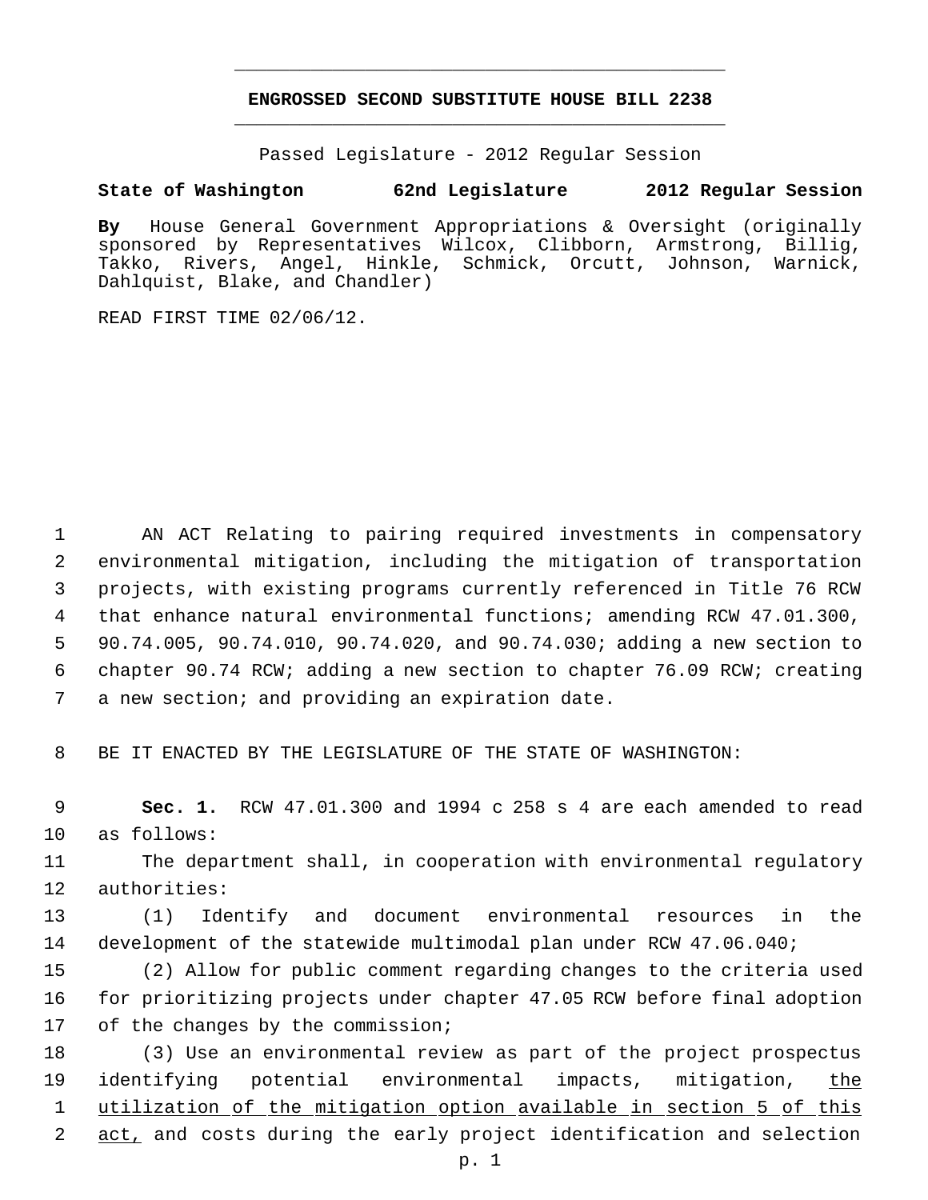**ENGROSSED SECOND SUBSTITUTE HOUSE BILL 2238**

Passed Legislature - 2012 Regular Session

**State of Washington 62nd Legislature 2012 Regular Session**

**By** House General Government Appropriations & Oversight (originally sponsored by Representatives Wilcox, Clibborn, Armstrong, Billig, Takko, Rivers, Angel, Hinkle, Schmick, Orcutt, Johnson, Warnick, Dahlquist, Blake, and Chandler)

READ FIRST TIME 02/06/12.

AN ACT Relating to pairing required investments in compensatory environmental mitigation, including the mitigation of transportation projects, with existing programs currently referenced in Title 76 RCW that enhance natural environmental functions; amending RCW 47.01.300, 90.74.005, 90.74.010, 90.74.020, and 90.74.030; adding a new section to chapter 90.74 RCW; adding a new section to chapter 76.09 RCW; creating a new section; and providing an expiration date.

BE IT ENACTED BY THE LEGISLATURE OF THE STATE OF WASHINGTON:

**Sec. 1.** RCW 47.01.300 and 1994 c 258 s 4 are each amended to read as follows:

The department shall, in cooperation with environmental regulatory authorities:

(1) Identify and document environmental resources in the development of the statewide multimodal plan under RCW 47.06.040;

(2) Allow for public comment regarding changes to the criteria used for prioritizing projects under chapter 47.05 RCW before final adoption of the changes by the commission;

(3) Use an environmental review as part of the project prospectus identifying potential environmental impacts, mitigation, <u>the utilization of the mitigation option available in section 5 of this act,</u> and costs during the early project identification and selection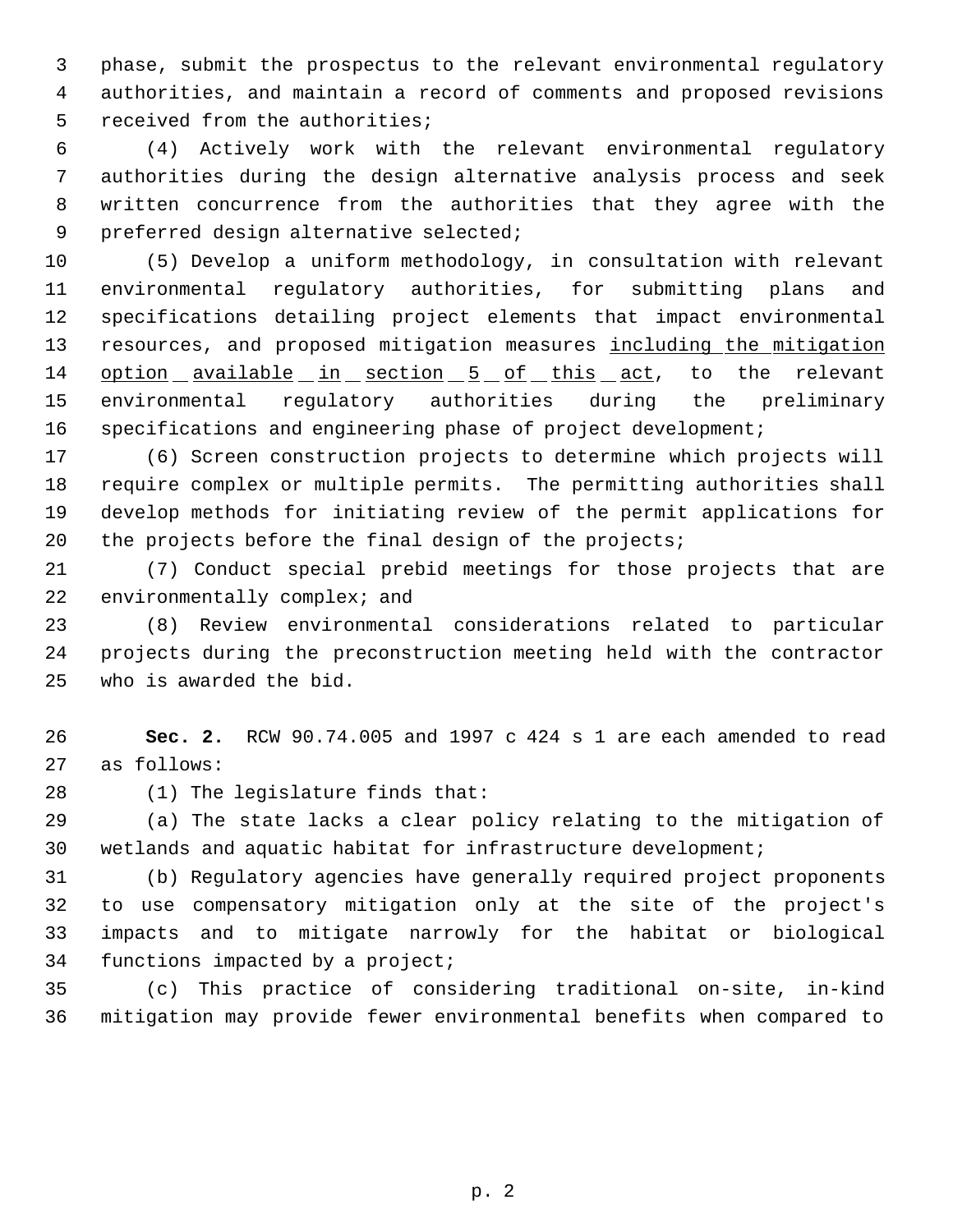phase, submit the prospectus to the relevant environmental regulatory authorities, and maintain a record of comments and proposed revisions received from the authorities;

(4) Actively work with the relevant environmental regulatory authorities during the design alternative analysis process and seek written concurrence from the authorities that they agree with the preferred design alternative selected;

(5) Develop a uniform methodology, in consultation with relevant environmental regulatory authorities, for submitting plans and specifications detailing project elements that impact environmental resources, and proposed mitigation measures <u>including the mitigation option available in section 5 of this act</u>, to the relevant environmental regulatory authorities during the preliminary specifications and engineering phase of project development;

(6) Screen construction projects to determine which projects will require complex or multiple permits. The permitting authorities shall develop methods for initiating review of the permit applications for the projects before the final design of the projects;

(7) Conduct special prebid meetings for those projects that are environmentally complex; and

(8) Review environmental considerations related to particular projects during the preconstruction meeting held with the contractor who is awarded the bid.

**Sec. 2.** RCW 90.74.005 and 1997 c 424 s 1 are each amended to read as follows:

(1) The legislature finds that:

(a) The state lacks a clear policy relating to the mitigation of wetlands and aquatic habitat for infrastructure development;

(b) Regulatory agencies have generally required project proponents to use compensatory mitigation only at the site of the project's impacts and to mitigate narrowly for the habitat or biological functions impacted by a project;

(c) This practice of considering traditional on-site, in-kind mitigation may provide fewer environmental benefits when compared to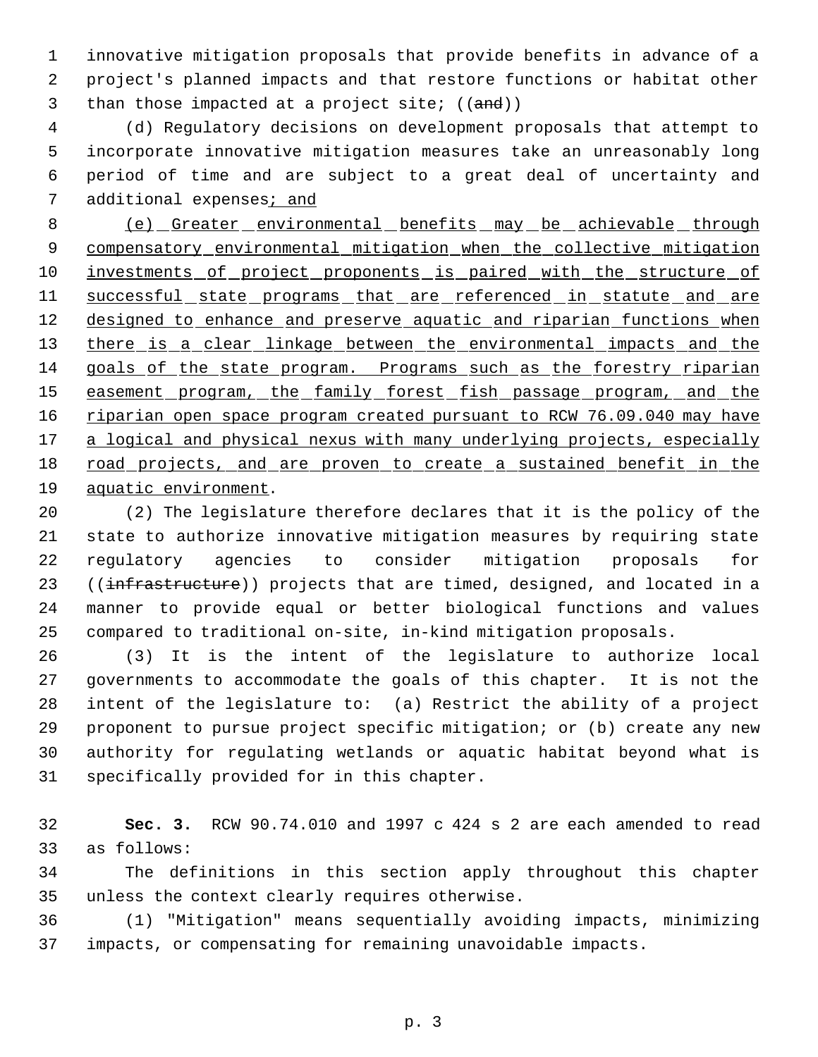innovative mitigation proposals that provide benefits in advance of a project's planned impacts and that restore functions or habitat other than those impacted at a project site; ((~~and~~))

(d) Regulatory decisions on development proposals that attempt to incorporate innovative mitigation measures take an unreasonably long period of time and are subject to a great deal of uncertainty and additional expenses<u>; and</u>

<u>(e) Greater environmental benefits may be achievable through compensatory environmental mitigation when the collective mitigation investments of project proponents is paired with the structure of successful state programs that are referenced in statute and are designed to enhance and preserve aquatic and riparian functions when there is a clear linkage between the environmental impacts and the goals of the state program. Programs such as the forestry riparian easement program, the family forest fish passage program, and the riparian open space program created pursuant to RCW 76.09.040 may have a logical and physical nexus with many underlying projects, especially road projects, and are proven to create a sustained benefit in the aquatic environment</u>.

(2) The legislature therefore declares that it is the policy of the state to authorize innovative mitigation measures by requiring state regulatory agencies to consider mitigation proposals for ((~~infrastructure~~)) projects that are timed, designed, and located in a manner to provide equal or better biological functions and values compared to traditional on-site, in-kind mitigation proposals.

(3) It is the intent of the legislature to authorize local governments to accommodate the goals of this chapter. It is not the intent of the legislature to: (a) Restrict the ability of a project proponent to pursue project specific mitigation; or (b) create any new authority for regulating wetlands or aquatic habitat beyond what is specifically provided for in this chapter.

**Sec. 3.** RCW 90.74.010 and 1997 c 424 s 2 are each amended to read as follows:

The definitions in this section apply throughout this chapter unless the context clearly requires otherwise.

(1) "Mitigation" means sequentially avoiding impacts, minimizing impacts, or compensating for remaining unavoidable impacts.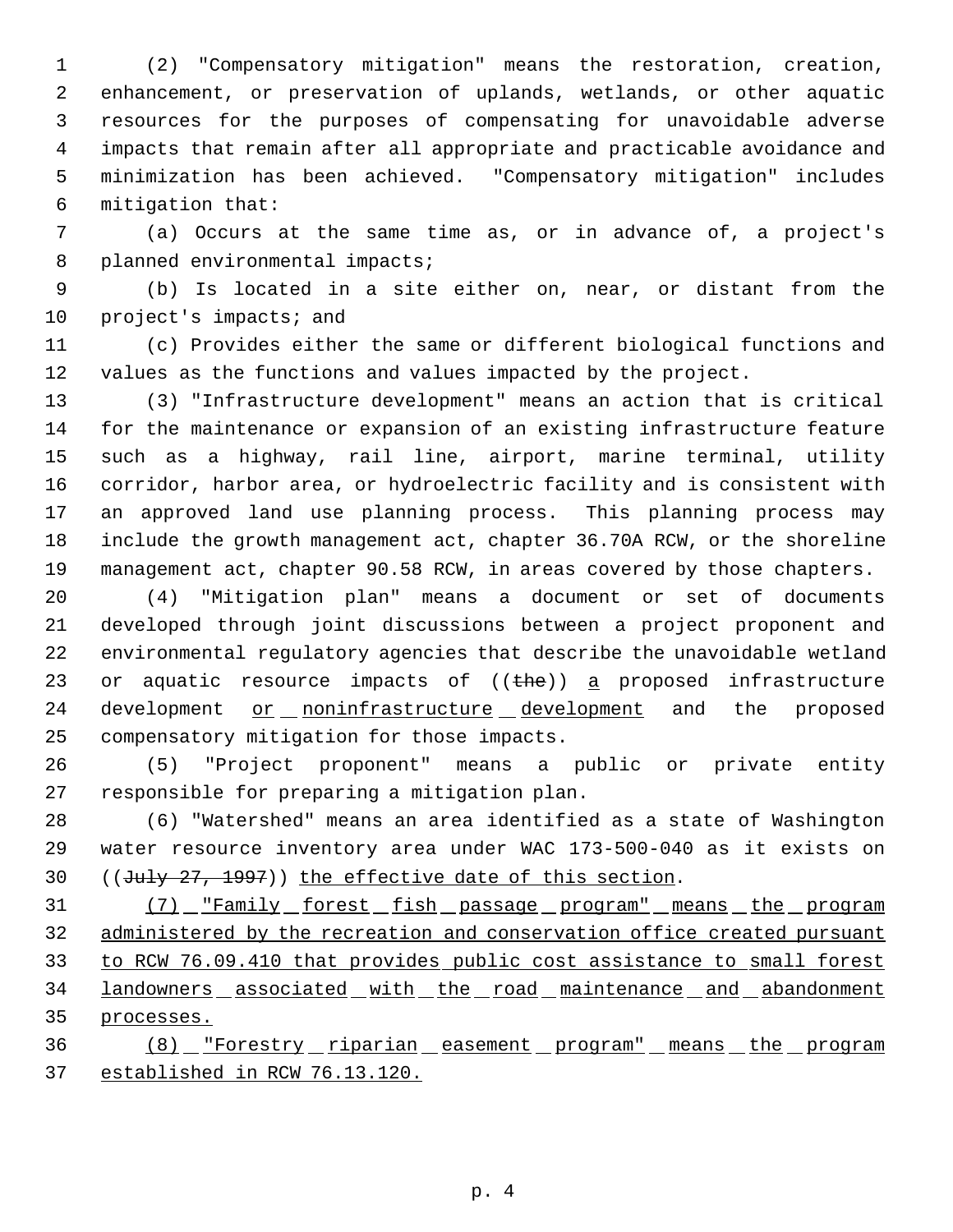(2) "Compensatory mitigation" means the restoration, creation, enhancement, or preservation of uplands, wetlands, or other aquatic resources for the purposes of compensating for unavoidable adverse impacts that remain after all appropriate and practicable avoidance and minimization has been achieved. "Compensatory mitigation" includes mitigation that:

(a) Occurs at the same time as, or in advance of, a project's planned environmental impacts;

(b) Is located in a site either on, near, or distant from the project's impacts; and

(c) Provides either the same or different biological functions and values as the functions and values impacted by the project.

(3) "Infrastructure development" means an action that is critical for the maintenance or expansion of an existing infrastructure feature such as a highway, rail line, airport, marine terminal, utility corridor, harbor area, or hydroelectric facility and is consistent with an approved land use planning process. This planning process may include the growth management act, chapter 36.70A RCW, or the shoreline management act, chapter 90.58 RCW, in areas covered by those chapters.

(4) "Mitigation plan" means a document or set of documents developed through joint discussions between a project proponent and environmental regulatory agencies that describe the unavoidable wetland or aquatic resource impacts of ((~~the~~)) <u>a</u> proposed infrastructure development <u>or noninfrastructure development</u> and the proposed compensatory mitigation for those impacts.

(5) "Project proponent" means a public or private entity responsible for preparing a mitigation plan.

(6) "Watershed" means an area identified as a state of Washington water resource inventory area under WAC 173-500-040 as it exists on ((~~July 27, 1997~~)) <u>the effective date of this section</u>.

<u>(7) "Family forest fish passage program" means the program administered by the recreation and conservation office created pursuant to RCW 76.09.410 that provides public cost assistance to small forest landowners associated with the road maintenance and abandonment processes.</u>

<u>(8) "Forestry riparian easement program" means the program established in RCW 76.13.120.</u>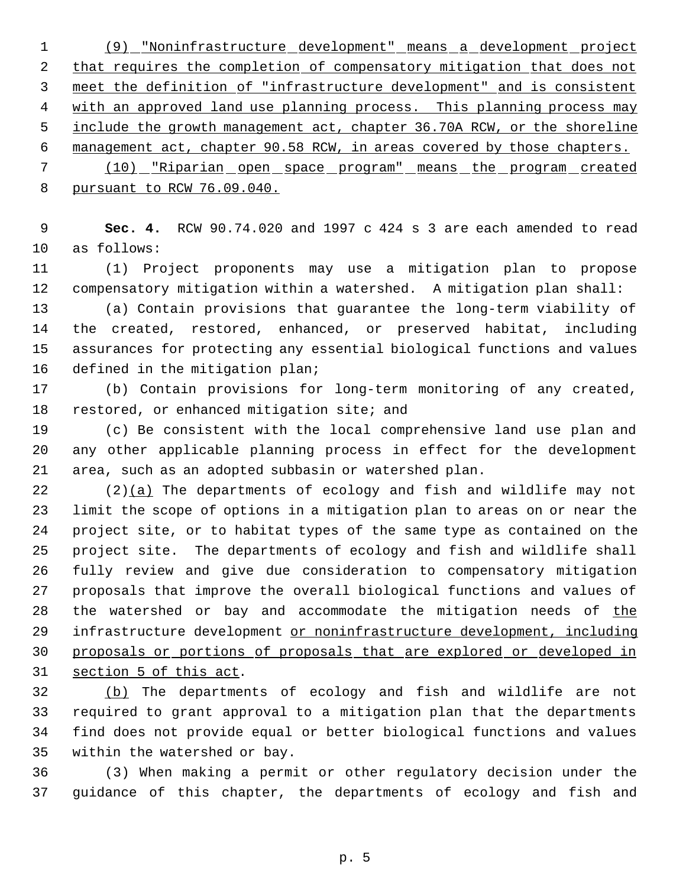(9) "Noninfrastructure development" means a development project that requires the completion of compensatory mitigation that does not meet the definition of "infrastructure development" and is consistent with an approved land use planning process. This planning process may include the growth management act, chapter 36.70A RCW, or the shoreline management act, chapter 90.58 RCW, in areas covered by those chapters.

(10) "Riparian open space program" means the program created pursuant to RCW 76.09.040.

**Sec. 4.** RCW 90.74.020 and 1997 c 424 s 3 are each amended to read as follows:

(1) Project proponents may use a mitigation plan to propose compensatory mitigation within a watershed. A mitigation plan shall:

(a) Contain provisions that guarantee the long-term viability of the created, restored, enhanced, or preserved habitat, including assurances for protecting any essential biological functions and values defined in the mitigation plan;

(b) Contain provisions for long-term monitoring of any created, restored, or enhanced mitigation site; and

(c) Be consistent with the local comprehensive land use plan and any other applicable planning process in effect for the development area, such as an adopted subbasin or watershed plan.

(2)(a) The departments of ecology and fish and wildlife may not limit the scope of options in a mitigation plan to areas on or near the project site, or to habitat types of the same type as contained on the project site. The departments of ecology and fish and wildlife shall fully review and give due consideration to compensatory mitigation proposals that improve the overall biological functions and values of the watershed or bay and accommodate the mitigation needs of the infrastructure development or noninfrastructure development, including proposals or portions of proposals that are explored or developed in section 5 of this act.

(b) The departments of ecology and fish and wildlife are not required to grant approval to a mitigation plan that the departments find does not provide equal or better biological functions and values within the watershed or bay.

(3) When making a permit or other regulatory decision under the guidance of this chapter, the departments of ecology and fish and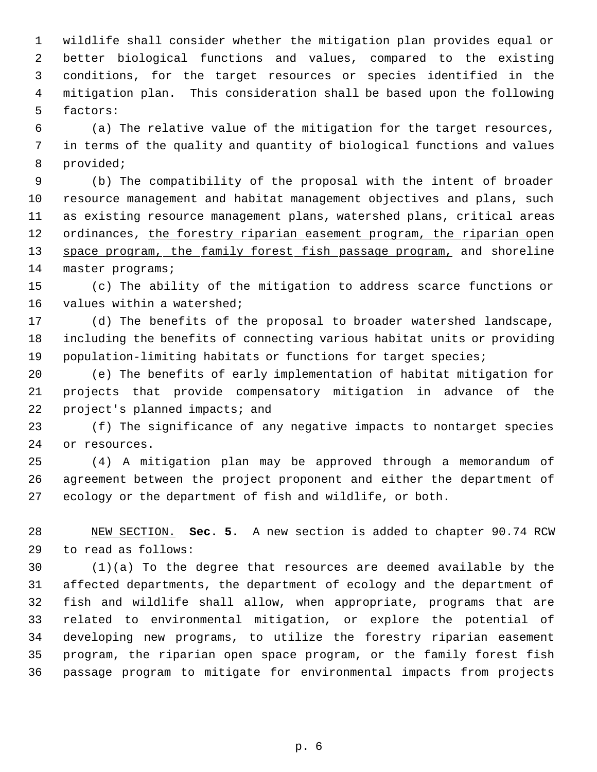wildlife shall consider whether the mitigation plan provides equal or better biological functions and values, compared to the existing conditions, for the target resources or species identified in the mitigation plan. This consideration shall be based upon the following factors:

(a) The relative value of the mitigation for the target resources, in terms of the quality and quantity of biological functions and values provided;

(b) The compatibility of the proposal with the intent of broader resource management and habitat management objectives and plans, such as existing resource management plans, watershed plans, critical areas ordinances, <u>the forestry riparian easement program, the riparian open space program, the family forest fish passage program,</u> and shoreline master programs;

(c) The ability of the mitigation to address scarce functions or values within a watershed;

(d) The benefits of the proposal to broader watershed landscape, including the benefits of connecting various habitat units or providing population-limiting habitats or functions for target species;

(e) The benefits of early implementation of habitat mitigation for projects that provide compensatory mitigation in advance of the project's planned impacts; and

(f) The significance of any negative impacts to nontarget species or resources.

(4) A mitigation plan may be approved through a memorandum of agreement between the project proponent and either the department of ecology or the department of fish and wildlife, or both.

<u>NEW SECTION.</u> **Sec. 5.** A new section is added to chapter 90.74 RCW to read as follows:

(1)(a) To the degree that resources are deemed available by the affected departments, the department of ecology and the department of fish and wildlife shall allow, when appropriate, programs that are related to environmental mitigation, or explore the potential of developing new programs, to utilize the forestry riparian easement program, the riparian open space program, or the family forest fish passage program to mitigate for environmental impacts from projects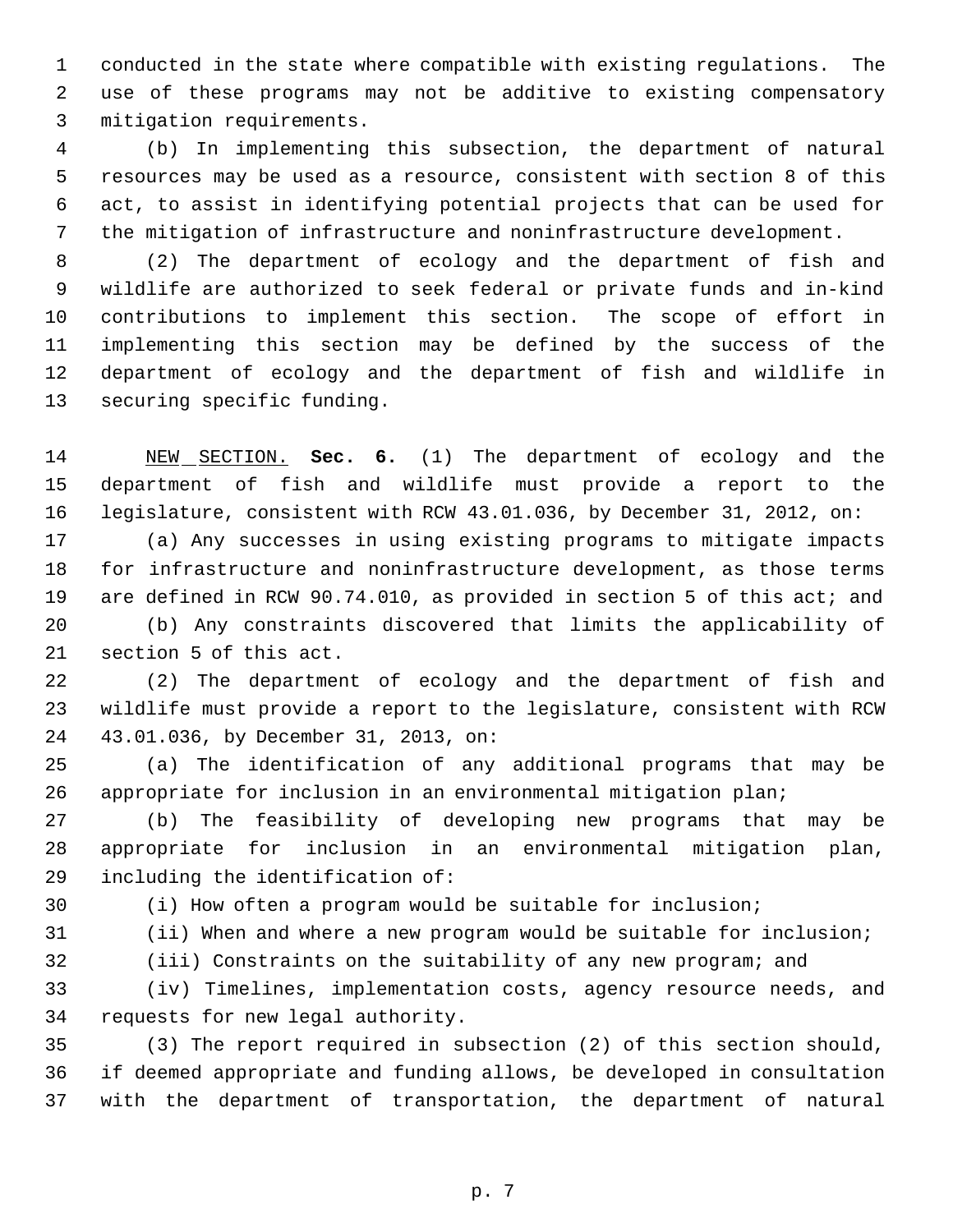conducted in the state where compatible with existing regulations. The use of these programs may not be additive to existing compensatory mitigation requirements.

(b) In implementing this subsection, the department of natural resources may be used as a resource, consistent with section 8 of this act, to assist in identifying potential projects that can be used for the mitigation of infrastructure and noninfrastructure development.

(2) The department of ecology and the department of fish and wildlife are authorized to seek federal or private funds and in-kind contributions to implement this section. The scope of effort in implementing this section may be defined by the success of the department of ecology and the department of fish and wildlife in securing specific funding.

NEW SECTION. **Sec. 6.** (1) The department of ecology and the department of fish and wildlife must provide a report to the legislature, consistent with RCW 43.01.036, by December 31, 2012, on:

(a) Any successes in using existing programs to mitigate impacts for infrastructure and noninfrastructure development, as those terms are defined in RCW 90.74.010, as provided in section 5 of this act; and

(b) Any constraints discovered that limits the applicability of section 5 of this act.

(2) The department of ecology and the department of fish and wildlife must provide a report to the legislature, consistent with RCW 43.01.036, by December 31, 2013, on:

(a) The identification of any additional programs that may be appropriate for inclusion in an environmental mitigation plan;

(b) The feasibility of developing new programs that may be appropriate for inclusion in an environmental mitigation plan, including the identification of:

(i) How often a program would be suitable for inclusion;

(ii) When and where a new program would be suitable for inclusion;

(iii) Constraints on the suitability of any new program; and

(iv) Timelines, implementation costs, agency resource needs, and requests for new legal authority.

(3) The report required in subsection (2) of this section should, if deemed appropriate and funding allows, be developed in consultation with the department of transportation, the department of natural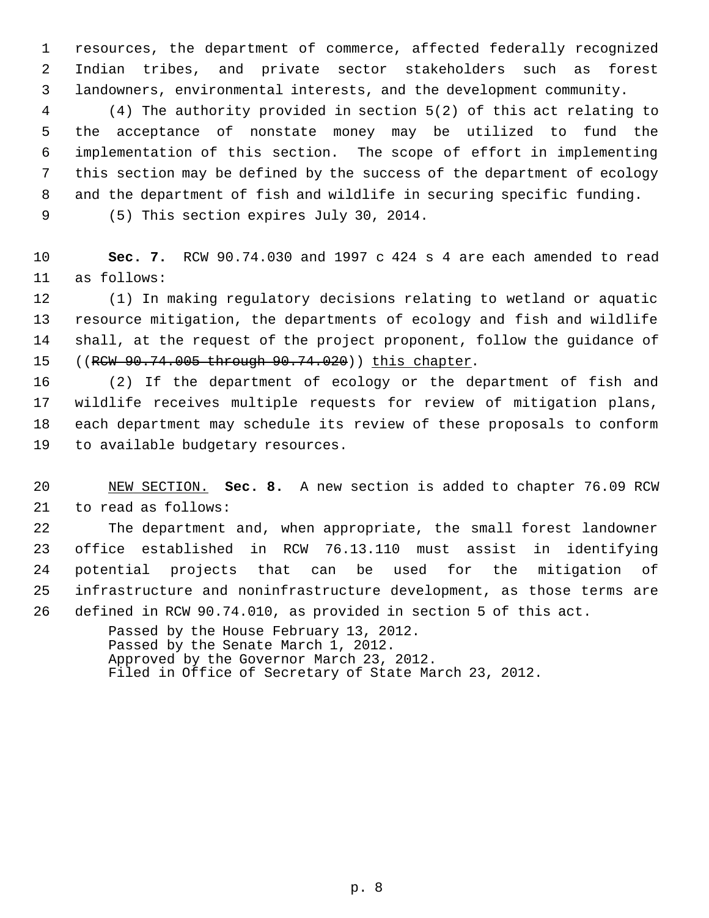resources, the department of commerce, affected federally recognized Indian tribes, and private sector stakeholders such as forest landowners, environmental interests, and the development community.

(4) The authority provided in section 5(2) of this act relating to the acceptance of nonstate money may be utilized to fund the implementation of this section. The scope of effort in implementing this section may be defined by the success of the department of ecology and the department of fish and wildlife in securing specific funding.

(5) This section expires July 30, 2014.

**Sec. 7.** RCW 90.74.030 and 1997 c 424 s 4 are each amended to read as follows:

(1) In making regulatory decisions relating to wetland or aquatic resource mitigation, the departments of ecology and fish and wildlife shall, at the request of the project proponent, follow the guidance of ((~~RCW 90.74.005 through 90.74.020~~)) <u>this chapter</u>.

(2) If the department of ecology or the department of fish and wildlife receives multiple requests for review of mitigation plans, each department may schedule its review of these proposals to conform to available budgetary resources.

<u>NEW SECTION.</u> **Sec. 8.** A new section is added to chapter 76.09 RCW to read as follows:

The department and, when appropriate, the small forest landowner office established in RCW 76.13.110 must assist in identifying potential projects that can be used for the mitigation of infrastructure and noninfrastructure development, as those terms are defined in RCW 90.74.010, as provided in section 5 of this act.

Passed by the House February 13, 2012.
Passed by the Senate March 1, 2012.
Approved by the Governor March 23, 2012.
Filed in Office of Secretary of State March 23, 2012.